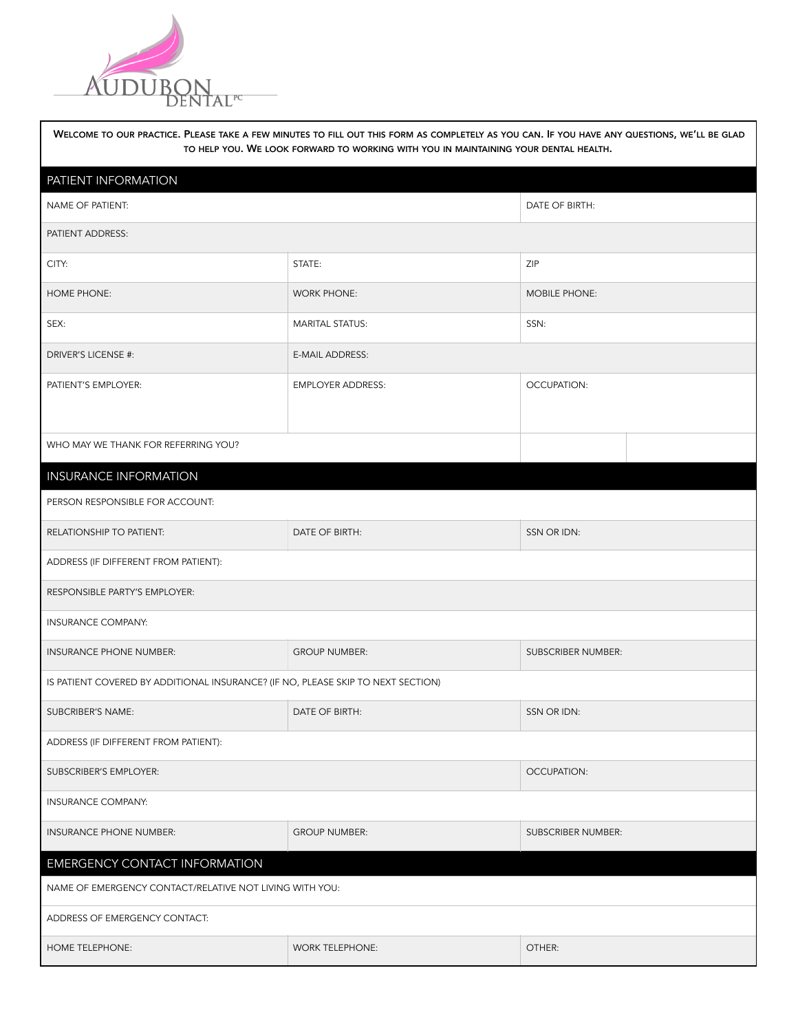AUDUBON DENTAL PC

Welcome to our practice. Please take a few minutes to fill out this form as completely as you can. If you have any questions, we'll be glad to help you. We look forward to working with you in maintaining your dental health.

## PATIENT INFORMATION

| | | |
|---|---|---|
| NAME OF PATIENT: | | DATE OF BIRTH: |
| PATIENT ADDRESS: | | |
| CITY: | STATE: | ZIP |
| HOME PHONE: | WORK PHONE: | MOBILE PHONE: |
| SEX: | MARITAL STATUS: | SSN: |
| DRIVER'S LICENSE #: | E-MAIL ADDRESS: | |
| PATIENT'S EMPLOYER: | EMPLOYER ADDRESS: | OCCUPATION: |
| WHO MAY WE THANK FOR REFERRING YOU? | | |

## INSURANCE INFORMATION

| | | |
|---|---|---|
| PERSON RESPONSIBLE FOR ACCOUNT: | | |
| RELATIONSHIP TO PATIENT: | DATE OF BIRTH: | SSN OR IDN: |
| ADDRESS (IF DIFFERENT FROM PATIENT): | | |
| RESPONSIBLE PARTY'S EMPLOYER: | | |
| INSURANCE COMPANY: | | |
| INSURANCE PHONE NUMBER: | GROUP NUMBER: | SUBSCRIBER NUMBER: |
| IS PATIENT COVERED BY ADDITIONAL INSURANCE? (IF NO, PLEASE SKIP TO NEXT SECTION) | | |
| SUBCRIBER'S NAME: | DATE OF BIRTH: | SSN OR IDN: |
| ADDRESS (IF DIFFERENT FROM PATIENT): | | |
| SUBSCRIBER'S EMPLOYER: | | OCCUPATION: |
| INSURANCE COMPANY: | | |
| INSURANCE PHONE NUMBER: | GROUP NUMBER: | SUBSCRIBER NUMBER: |

## EMERGENCY CONTACT INFORMATION

| | | |
|---|---|---|
| NAME OF EMERGENCY CONTACT/RELATIVE NOT LIVING WITH YOU: | | |
| ADDRESS OF EMERGENCY CONTACT: | | |
| HOME TELEPHONE: | WORK TELEPHONE: | OTHER: |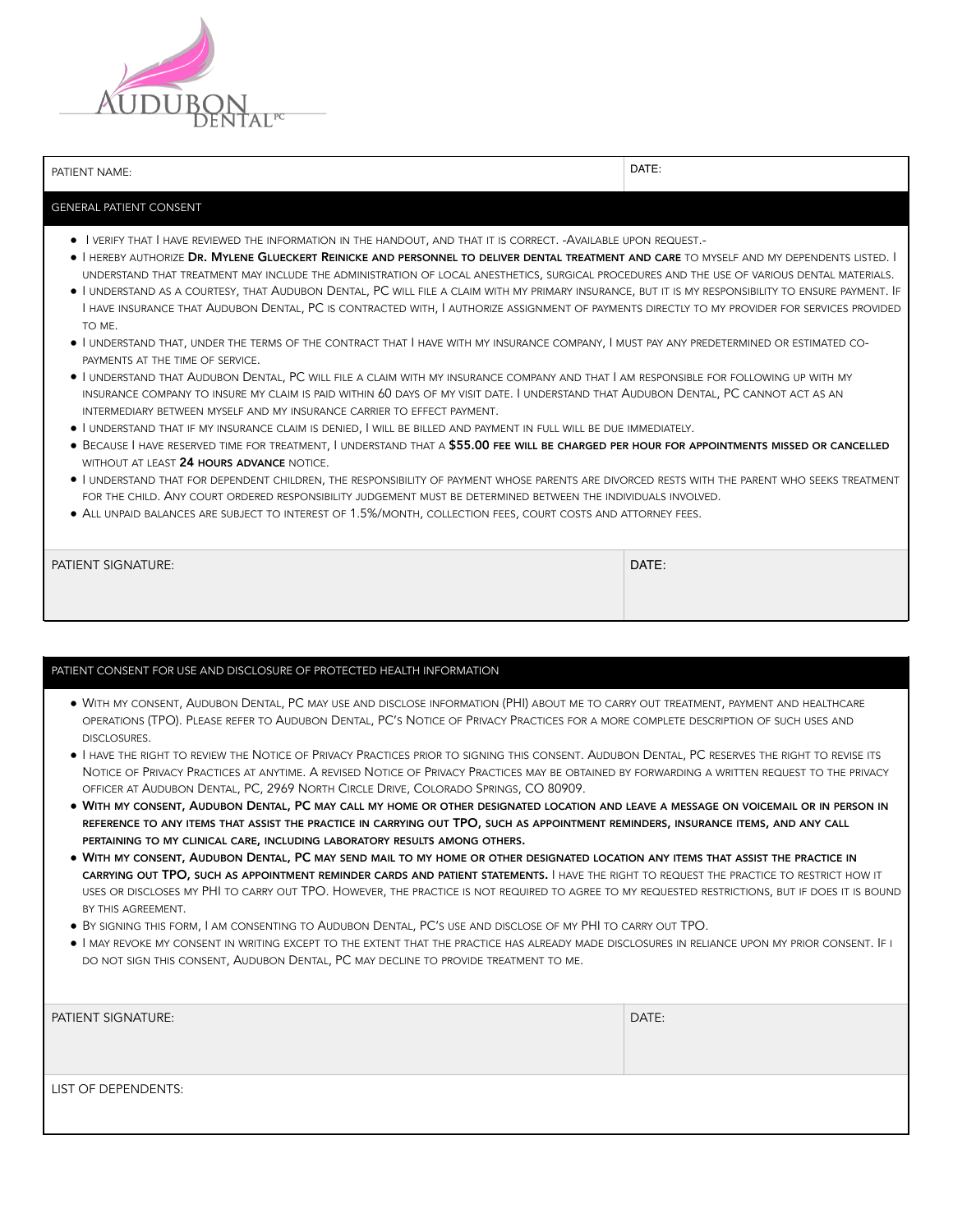# Audubon Dental PC

| PATIENT NAME: | DATE: |
|---|---|

## GENERAL PATIENT CONSENT

- I verify that I have reviewed the information in the handout, and that it is correct. -Available upon request.-
- I hereby authorize **Dr. Mylene Glueckert Reinicke and personnel to deliver dental treatment and care** to myself and my dependents listed. I understand that treatment may include the administration of local anesthetics, surgical procedures and the use of various dental materials.
- I understand as a courtesy, that Audubon Dental, PC will file a claim with my primary insurance, but it is my responsibility to ensure payment. If I have insurance that Audubon Dental, PC is contracted with, I authorize assignment of payments directly to my provider for services provided to me.
- I understand that, under the terms of the contract that I have with my insurance company, I must pay any predetermined or estimated co-payments at the time of service.
- I understand that Audubon Dental, PC will file a claim with my insurance company and that I am responsible for following up with my insurance company to insure my claim is paid within 60 days of my visit date. I understand that Audubon Dental, PC cannot act as an intermediary between myself and my insurance carrier to effect payment.
- I understand that if my insurance claim is denied, I will be billed and payment in full will be due immediately.
- Because I have reserved time for treatment, I understand that a **$55.00 fee will be charged per hour for appointments missed or cancelled** without at least **24 hours advance** notice.
- I understand that for dependent children, the responsibility of payment whose parents are divorced rests with the parent who seeks treatment for the child. Any court ordered responsibility judgement must be determined between the individuals involved.
- All unpaid balances are subject to interest of 1.5%/month, collection fees, court costs and attorney fees.

| PATIENT SIGNATURE: | DATE: |
|---|---|

## PATIENT CONSENT FOR USE AND DISCLOSURE OF PROTECTED HEALTH INFORMATION

- With my consent, Audubon Dental, PC may use and disclose information (PHI) about me to carry out treatment, payment and healthcare operations (TPO). Please refer to Audubon Dental, PC's Notice of Privacy Practices for a more complete description of such uses and disclosures.
- I have the right to review the Notice of Privacy Practices prior to signing this consent. Audubon Dental, PC reserves the right to revise its Notice of Privacy Practices at anytime. A revised Notice of Privacy Practices may be obtained by forwarding a written request to the privacy officer at Audubon Dental, PC, 2969 North Circle Drive, Colorado Springs, CO 80909.
- **With my consent, Audubon Dental, PC may call my home or other designated location and leave a message on voicemail or in person in reference to any items that assist the practice in carrying out TPO, such as appointment reminders, insurance items, and any call pertaining to my clinical care, including laboratory results among others.**
- **With my consent, Audubon Dental, PC may send mail to my home or other designated location any items that assist the practice in carrying out TPO, such as appointment reminder cards and patient statements.** I have the right to request the practice to restrict how it uses or discloses my PHI to carry out TPO. However, the practice is not required to agree to my requested restrictions, but if does it is bound by this agreement.
- By signing this form, I am consenting to Audubon Dental, PC's use and disclose of my PHI to carry out TPO.
- I may revoke my consent in writing except to the extent that the practice has already made disclosures in reliance upon my prior consent. If I do not sign this consent, Audubon Dental, PC may decline to provide treatment to me.

| PATIENT SIGNATURE: | DATE: |
|---|---|

LIST OF DEPENDENTS: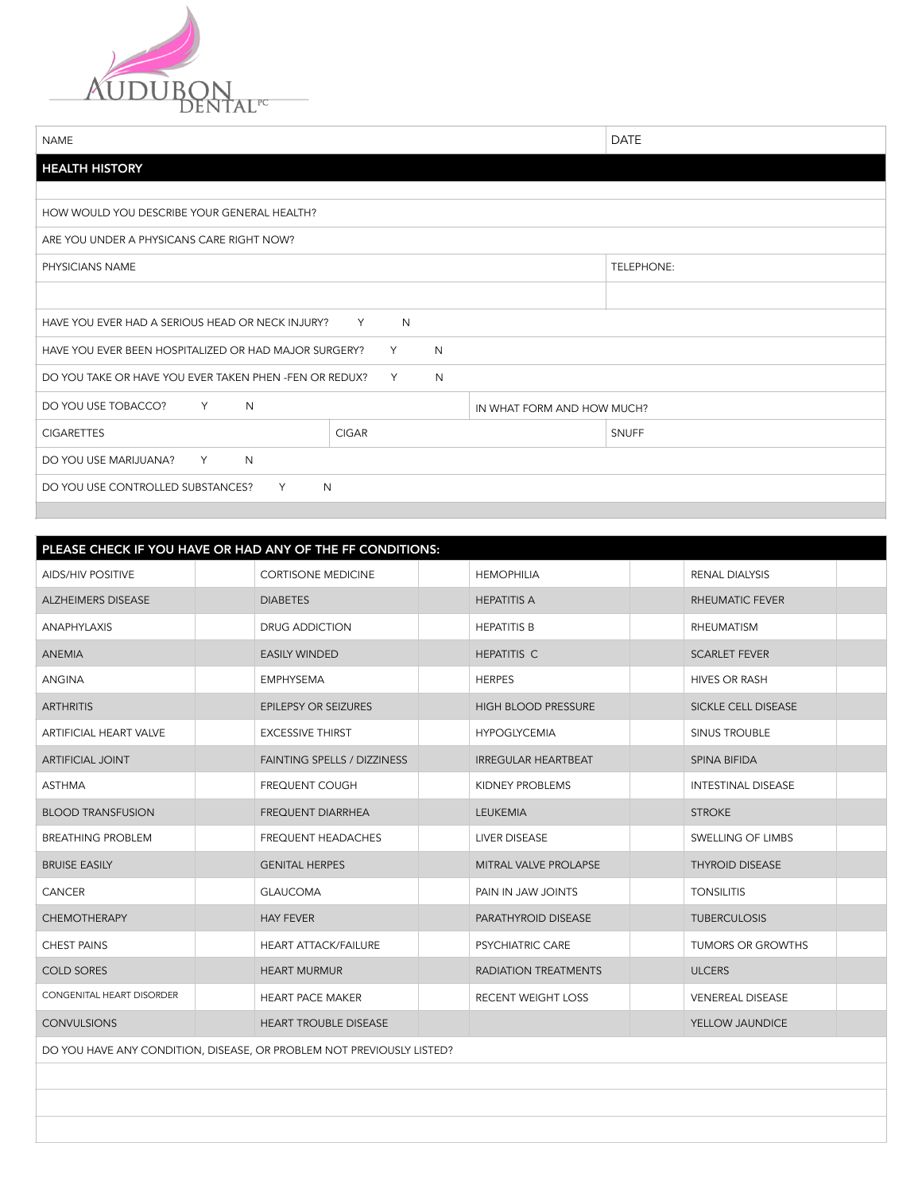AUDUBON DENTAL PC

| NAME | DATE |
|---|---|

## HEALTH HISTORY

| | |
|---|---|
| HOW WOULD YOU DESCRIBE YOUR GENERAL HEALTH? | |
| ARE YOU UNDER A PHYSICANS CARE RIGHT NOW? | |
| PHYSICIANS NAME | TELEPHONE: |
| | |

| | | |
|---|---|---|
| HAVE YOU EVER HAD A SERIOUS HEAD OR NECK INJURY? Y N | | |
| HAVE YOU EVER BEEN HOSPITALIZED OR HAD MAJOR SURGERY? Y N | | |
| DO YOU TAKE OR HAVE YOU EVER TAKEN PHEN -FEN OR REDUX? Y N | | |
| DO YOU USE TOBACCO? Y N | | IN WHAT FORM AND HOW MUCH? |
| CIGARETTES | CIGAR | SNUFF |
| DO YOU USE MARIJUANA? Y N | | |
| DO YOU USE CONTROLLED SUBSTANCES? Y N | | |

## PLEASE CHECK IF YOU HAVE OR HAD ANY OF THE FF CONDITIONS:

| | | | | | | | |
|---|---|---|---|---|---|---|---|
| AIDS/HIV POSITIVE | | CORTISONE MEDICINE | | HEMOPHILIA | | RENAL DIALYSIS | |
| ALZHEIMERS DISEASE | | DIABETES | | HEPATITIS A | | RHEUMATIC FEVER | |
| ANAPHYLAXIS | | DRUG ADDICTION | | HEPATITIS B | | RHEUMATISM | |
| ANEMIA | | EASILY WINDED | | HEPATITIS C | | SCARLET FEVER | |
| ANGINA | | EMPHYSEMA | | HERPES | | HIVES OR RASH | |
| ARTHRITIS | | EPILEPSY OR SEIZURES | | HIGH BLOOD PRESSURE | | SICKLE CELL DISEASE | |
| ARTIFICIAL HEART VALVE | | EXCESSIVE THIRST | | HYPOGLYCEMIA | | SINUS TROUBLE | |
| ARTIFICIAL JOINT | | FAINTING SPELLS / DIZZINESS | | IRREGULAR HEARTBEAT | | SPINA BIFIDA | |
| ASTHMA | | FREQUENT COUGH | | KIDNEY PROBLEMS | | INTESTINAL DISEASE | |
| BLOOD TRANSFUSION | | FREQUENT DIARRHEA | | LEUKEMIA | | STROKE | |
| BREATHING PROBLEM | | FREQUENT HEADACHES | | LIVER DISEASE | | SWELLING OF LIMBS | |
| BRUISE EASILY | | GENITAL HERPES | | MITRAL VALVE PROLAPSE | | THYROID DISEASE | |
| CANCER | | GLAUCOMA | | PAIN IN JAW JOINTS | | TONSILITIS | |
| CHEMOTHERAPY | | HAY FEVER | | PARATHYROID DISEASE | | TUBERCULOSIS | |
| CHEST PAINS | | HEART ATTACK/FAILURE | | PSYCHIATRIC CARE | | TUMORS OR GROWTHS | |
| COLD SORES | | HEART MURMUR | | RADIATION TREATMENTS | | ULCERS | |
| CONGENITAL HEART DISORDER | | HEART PACE MAKER | | RECENT WEIGHT LOSS | | VENEREAL DISEASE | |
| CONVULSIONS | | HEART TROUBLE DISEASE | | | | YELLOW JAUNDICE | |

DO YOU HAVE ANY CONDITION, DISEASE, OR PROBLEM NOT PREVIOUSLY LISTED?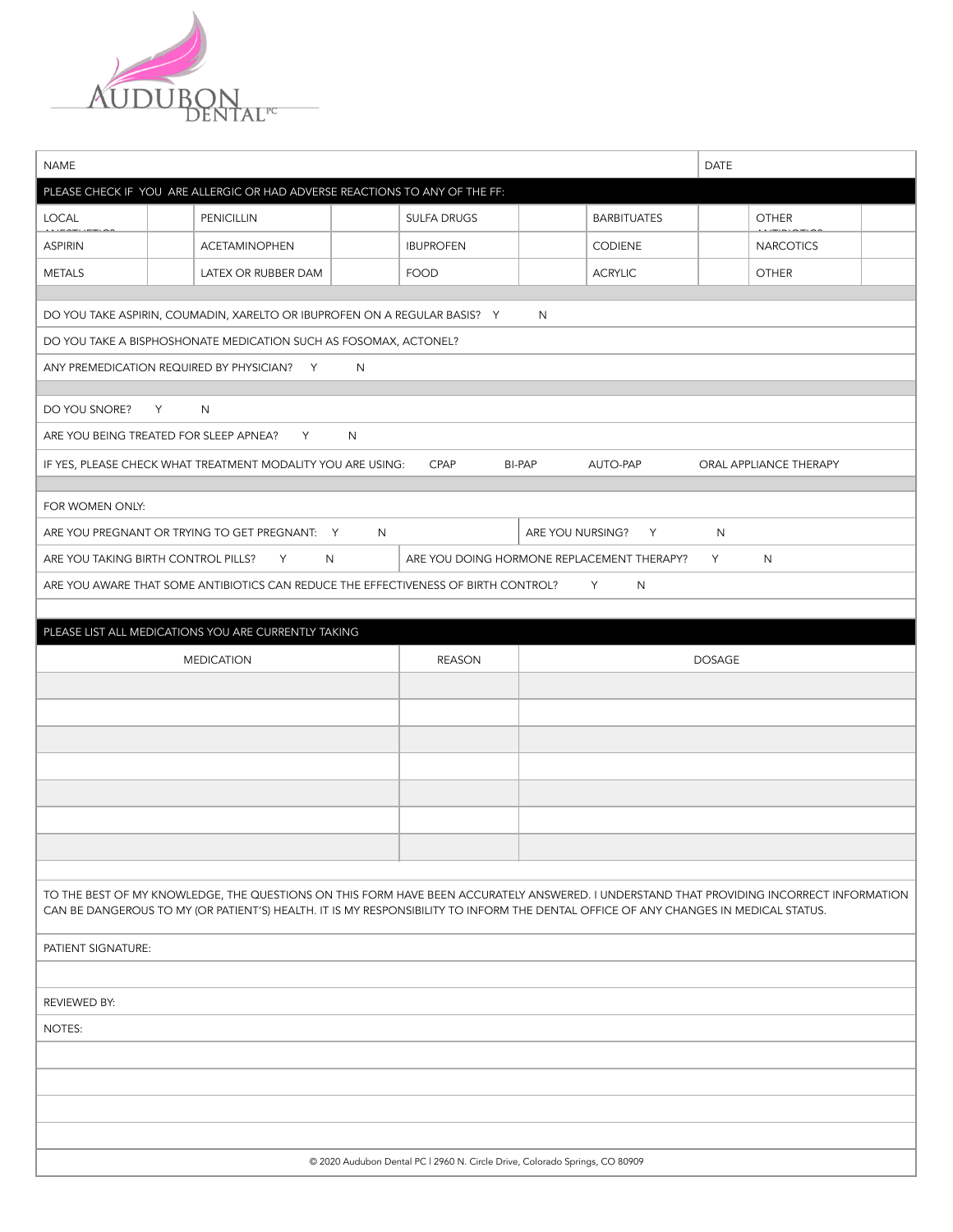AUDUBON DENTAL PC

| NAME | | | | | | | | DATE | |
|---|---|---|---|---|---|---|---|---|---|
| PLEASE CHECK IF YOU ARE ALLERGIC OR HAD ADVERSE REACTIONS TO ANY OF THE FF: | | | | | | | | | |
| LOCAL ANESTHETICS | | PENICILLIN | | SULFA DRUGS | | BARBITUATES | | OTHER ANTIBIOTICS | |
| ASPIRIN | | ACETAMINOPHEN | | IBUPROFEN | | CODIENE | | NARCOTICS | |
| METALS | | LATEX OR RUBBER DAM | | FOOD | | ACRYLIC | | OTHER | |

DO YOU TAKE ASPIRIN, COUMADIN, XARELTO OR IBUPROFEN ON A REGULAR BASIS? Y N

DO YOU TAKE A BISPHOSHONATE MEDICATION SUCH AS FOSOMAX, ACTONEL?

ANY PREMEDICATION REQUIRED BY PHYSICIAN? Y N

DO YOU SNORE? Y N

ARE YOU BEING TREATED FOR SLEEP APNEA? Y N

IF YES, PLEASE CHECK WHAT TREATMENT MODALITY YOU ARE USING: CPAP BI-PAP AUTO-PAP ORAL APPLIANCE THERAPY

FOR WOMEN ONLY:

ARE YOU PREGNANT OR TRYING TO GET PREGNANT: Y N | ARE YOU NURSING? Y N

ARE YOU TAKING BIRTH CONTROL PILLS? Y N | ARE YOU DOING HORMONE REPLACEMENT THERAPY? Y N

ARE YOU AWARE THAT SOME ANTIBIOTICS CAN REDUCE THE EFFECTIVENESS OF BIRTH CONTROL? Y N

PLEASE LIST ALL MEDICATIONS YOU ARE CURRENTLY TAKING

| MEDICATION | REASON | DOSAGE |
|---|---|---|
| | | |
| | | |
| | | |
| | | |
| | | |
| | | |
| | | |

TO THE BEST OF MY KNOWLEDGE, THE QUESTIONS ON THIS FORM HAVE BEEN ACCURATELY ANSWERED. I UNDERSTAND THAT PROVIDING INCORRECT INFORMATION CAN BE DANGEROUS TO MY (OR PATIENT'S) HEALTH. IT IS MY RESPONSIBILITY TO INFORM THE DENTAL OFFICE OF ANY CHANGES IN MEDICAL STATUS.

PATIENT SIGNATURE:

REVIEWED BY:

NOTES:

© 2020 Audubon Dental PC | 2960 N. Circle Drive, Colorado Springs, CO 80909